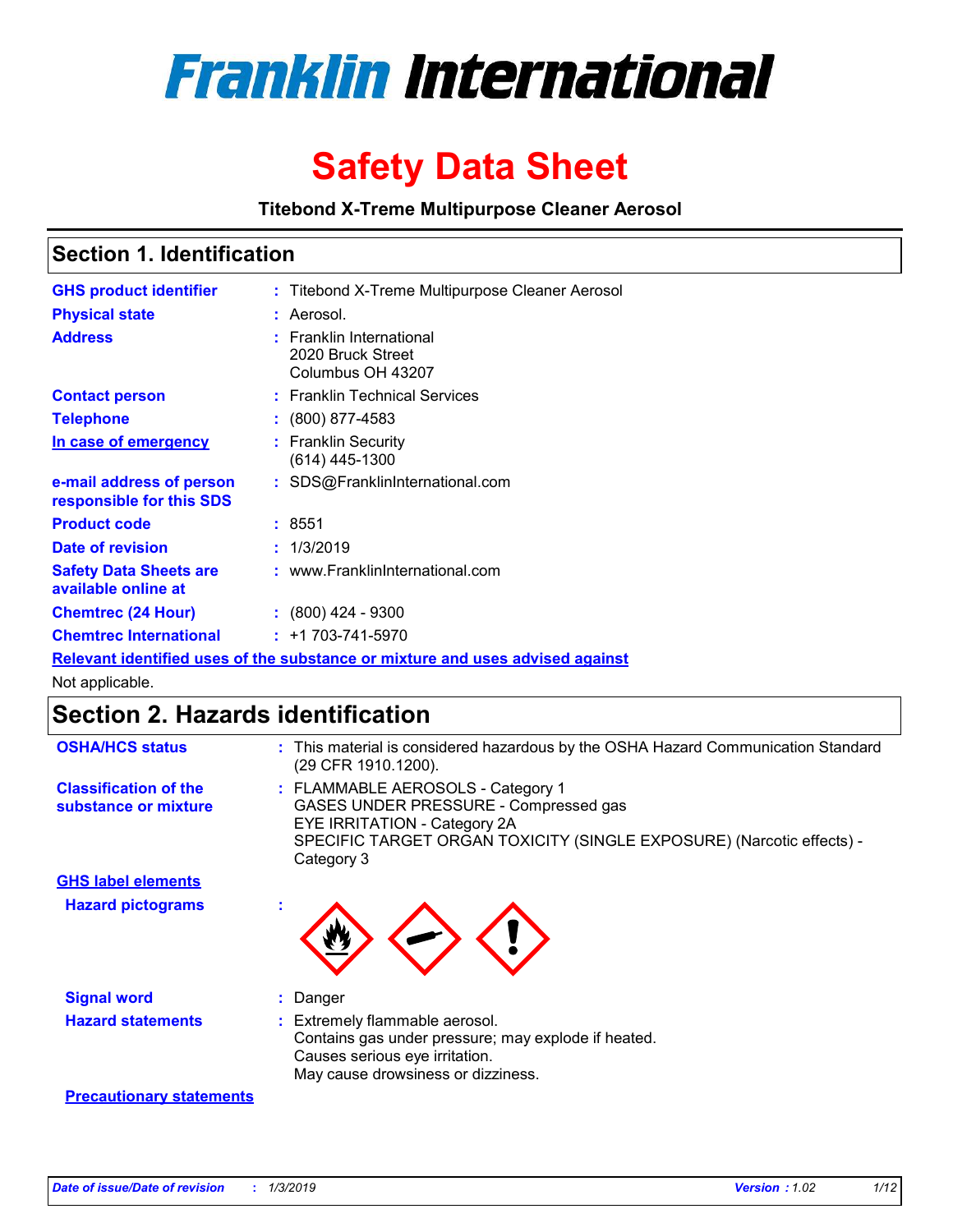# Franklin International

# Safety Data Sheet

**Titebond X-Treme Multipurpose Cleaner Aerosol**

## Section 1. Identification

| | |
|---|---|
| **GHS product identifier** | : Titebond X-Treme Multipurpose Cleaner Aerosol |
| **Physical state** | : Aerosol. |
| **Address** | : Franklin International<br>2020 Bruck Street<br>Columbus OH 43207 |
| **Contact person** | : Franklin Technical Services |
| **Telephone** | : (800) 877-4583 |
| **In case of emergency** | : Franklin Security<br>(614) 445-1300 |
| **e-mail address of person responsible for this SDS** | : SDS@FranklinInternational.com |
| **Product code** | : 8551 |
| **Date of revision** | : 1/3/2019 |
| **Safety Data Sheets are available online at** | : www.FranklinInternational.com |
| **Chemtrec (24 Hour)** | : (800) 424 - 9300 |
| **Chemtrec International** | : +1 703-741-5970 |

**Relevant identified uses of the substance or mixture and uses advised against**

Not applicable.

## Section 2. Hazards identification

**OSHA/HCS status** : This material is considered hazardous by the OSHA Hazard Communication Standard (29 CFR 1910.1200).

**Classification of the substance or mixture** : FLAMMABLE AEROSOLS - Category 1
GASES UNDER PRESSURE - Compressed gas
EYE IRRITATION - Category 2A
SPECIFIC TARGET ORGAN TOXICITY (SINGLE EXPOSURE) (Narcotic effects) - Category 3

**GHS label elements**

**Hazard pictograms** :

**Signal word** : Danger

**Hazard statements** : Extremely flammable aerosol.
Contains gas under pressure; may explode if heated.
Causes serious eye irritation.
May cause drowsiness or dizziness.

**Precautionary statements**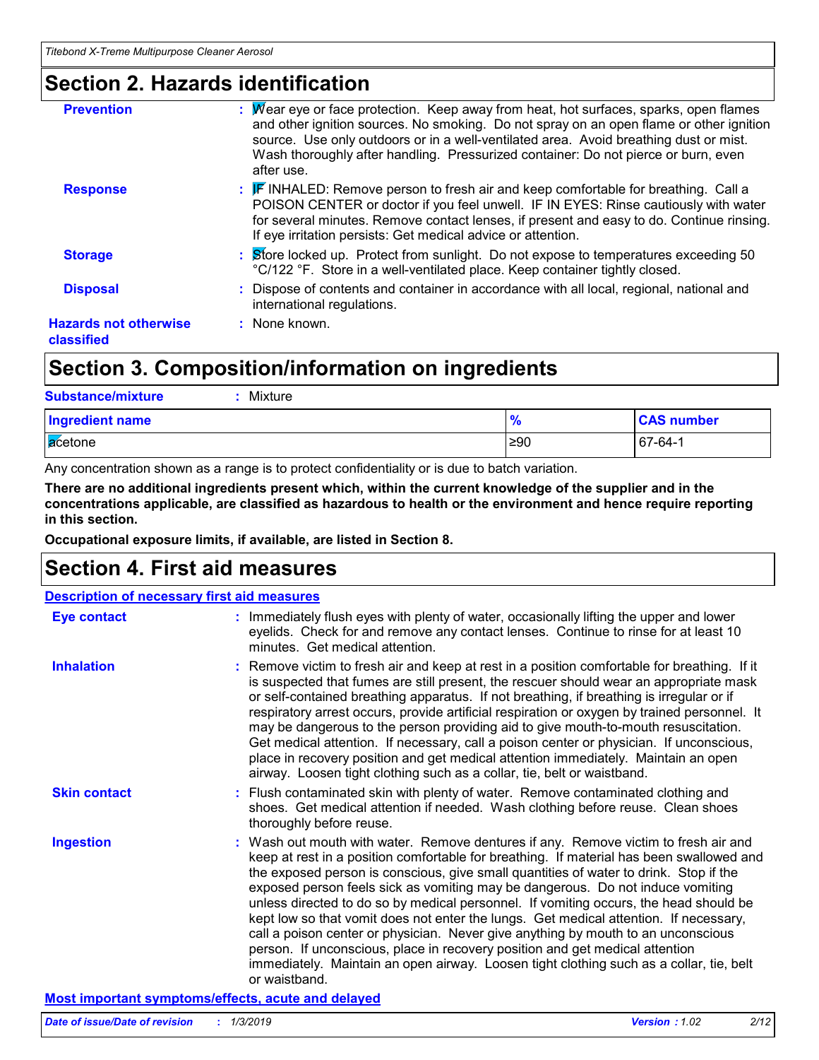## Section 2. Hazards identification

**Prevention** : Wear eye or face protection. Keep away from heat, hot surfaces, sparks, open flames and other ignition sources. No smoking. Do not spray on an open flame or other ignition source. Use only outdoors or in a well-ventilated area. Avoid breathing dust or mist. Wash thoroughly after handling. Pressurized container: Do not pierce or burn, even after use.

**Response** : IF INHALED: Remove person to fresh air and keep comfortable for breathing. Call a POISON CENTER or doctor if you feel unwell. IF IN EYES: Rinse cautiously with water for several minutes. Remove contact lenses, if present and easy to do. Continue rinsing. If eye irritation persists: Get medical advice or attention.

**Storage** : Store locked up. Protect from sunlight. Do not expose to temperatures exceeding 50 °C/122 °F. Store in a well-ventilated place. Keep container tightly closed.

**Disposal** : Dispose of contents and container in accordance with all local, regional, national and international regulations.

**Hazards not otherwise classified** : None known.

## Section 3. Composition/information on ingredients

**Substance/mixture** : Mixture

| Ingredient name | % | CAS number |
|---|---|---|
| acetone | ≥90 | 67-64-1 |

Any concentration shown as a range is to protect confidentiality or is due to batch variation.

**There are no additional ingredients present which, within the current knowledge of the supplier and in the concentrations applicable, are classified as hazardous to health or the environment and hence require reporting in this section.**

**Occupational exposure limits, if available, are listed in Section 8.**

## Section 4. First aid measures

**Description of necessary first aid measures**

**Eye contact** : Immediately flush eyes with plenty of water, occasionally lifting the upper and lower eyelids. Check for and remove any contact lenses. Continue to rinse for at least 10 minutes. Get medical attention.

**Inhalation** : Remove victim to fresh air and keep at rest in a position comfortable for breathing. If it is suspected that fumes are still present, the rescuer should wear an appropriate mask or self-contained breathing apparatus. If not breathing, if breathing is irregular or if respiratory arrest occurs, provide artificial respiration or oxygen by trained personnel. It may be dangerous to the person providing aid to give mouth-to-mouth resuscitation. Get medical attention. If necessary, call a poison center or physician. If unconscious, place in recovery position and get medical attention immediately. Maintain an open airway. Loosen tight clothing such as a collar, tie, belt or waistband.

**Skin contact** : Flush contaminated skin with plenty of water. Remove contaminated clothing and shoes. Get medical attention if needed. Wash clothing before reuse. Clean shoes thoroughly before reuse.

**Ingestion** : Wash out mouth with water. Remove dentures if any. Remove victim to fresh air and keep at rest in a position comfortable for breathing. If material has been swallowed and the exposed person is conscious, give small quantities of water to drink. Stop if the exposed person feels sick as vomiting may be dangerous. Do not induce vomiting unless directed to do so by medical personnel. If vomiting occurs, the head should be kept low so that vomit does not enter the lungs. Get medical attention. If necessary, call a poison center or physician. Never give anything by mouth to an unconscious person. If unconscious, place in recovery position and get medical attention immediately. Maintain an open airway. Loosen tight clothing such as a collar, tie, belt or waistband.

**Most important symptoms/effects, acute and delayed**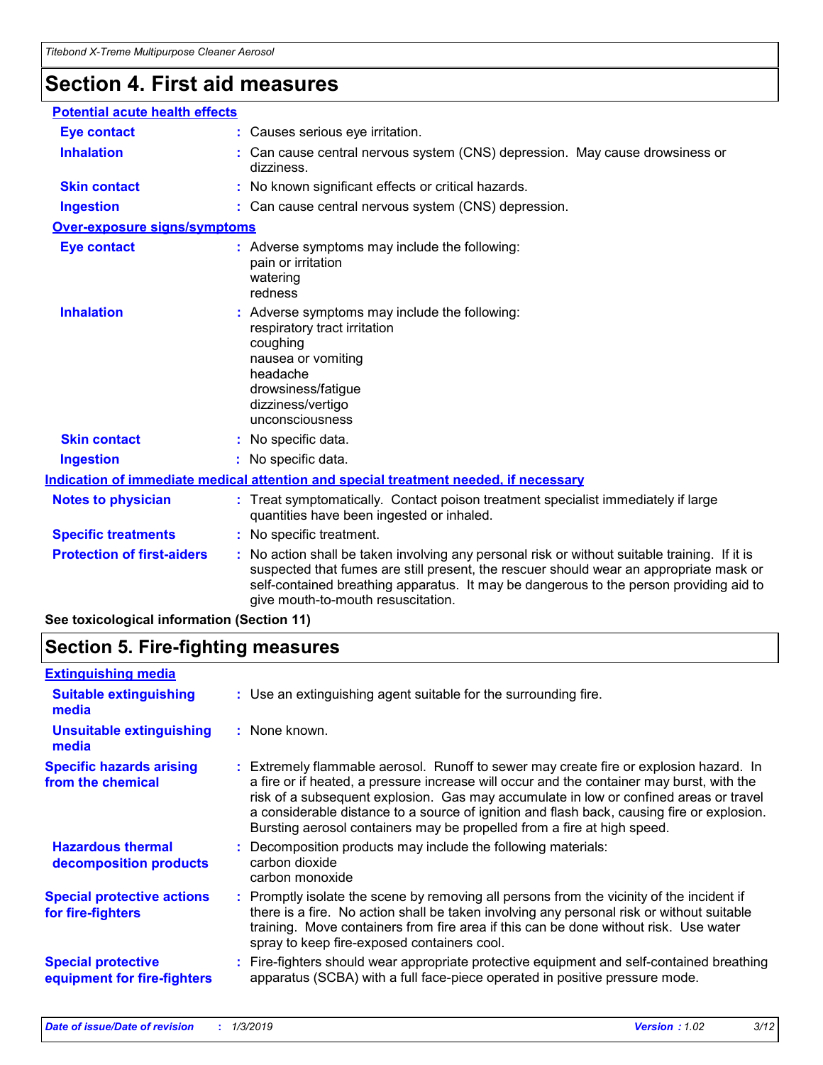# Section 4. First aid measures

**Potential acute health effects**

**Eye contact** : Causes serious eye irritation.

**Inhalation** : Can cause central nervous system (CNS) depression. May cause drowsiness or dizziness.

**Skin contact** : No known significant effects or critical hazards.

**Ingestion** : Can cause central nervous system (CNS) depression.

**Over-exposure signs/symptoms**

**Eye contact** : Adverse symptoms may include the following:
pain or irritation
watering
redness

**Inhalation** : Adverse symptoms may include the following:
respiratory tract irritation
coughing
nausea or vomiting
headache
drowsiness/fatigue
dizziness/vertigo
unconsciousness

**Skin contact** : No specific data.

**Ingestion** : No specific data.

**Indication of immediate medical attention and special treatment needed, if necessary**

**Notes to physician** : Treat symptomatically. Contact poison treatment specialist immediately if large quantities have been ingested or inhaled.

**Specific treatments** : No specific treatment.

**Protection of first-aiders** : No action shall be taken involving any personal risk or without suitable training. If it is suspected that fumes are still present, the rescuer should wear an appropriate mask or self-contained breathing apparatus. It may be dangerous to the person providing aid to give mouth-to-mouth resuscitation.

**See toxicological information (Section 11)**

# Section 5. Fire-fighting measures

**Extinguishing media**

**Suitable extinguishing media** : Use an extinguishing agent suitable for the surrounding fire.

**Unsuitable extinguishing media** : None known.

**Specific hazards arising from the chemical** : Extremely flammable aerosol. Runoff to sewer may create fire or explosion hazard. In a fire or if heated, a pressure increase will occur and the container may burst, with the risk of a subsequent explosion. Gas may accumulate in low or confined areas or travel a considerable distance to a source of ignition and flash back, causing fire or explosion. Bursting aerosol containers may be propelled from a fire at high speed.

**Hazardous thermal decomposition products** : Decomposition products may include the following materials:
carbon dioxide
carbon monoxide

**Special protective actions for fire-fighters** : Promptly isolate the scene by removing all persons from the vicinity of the incident if there is a fire. No action shall be taken involving any personal risk or without suitable training. Move containers from fire area if this can be done without risk. Use water spray to keep fire-exposed containers cool.

**Special protective equipment for fire-fighters** : Fire-fighters should wear appropriate protective equipment and self-contained breathing apparatus (SCBA) with a full face-piece operated in positive pressure mode.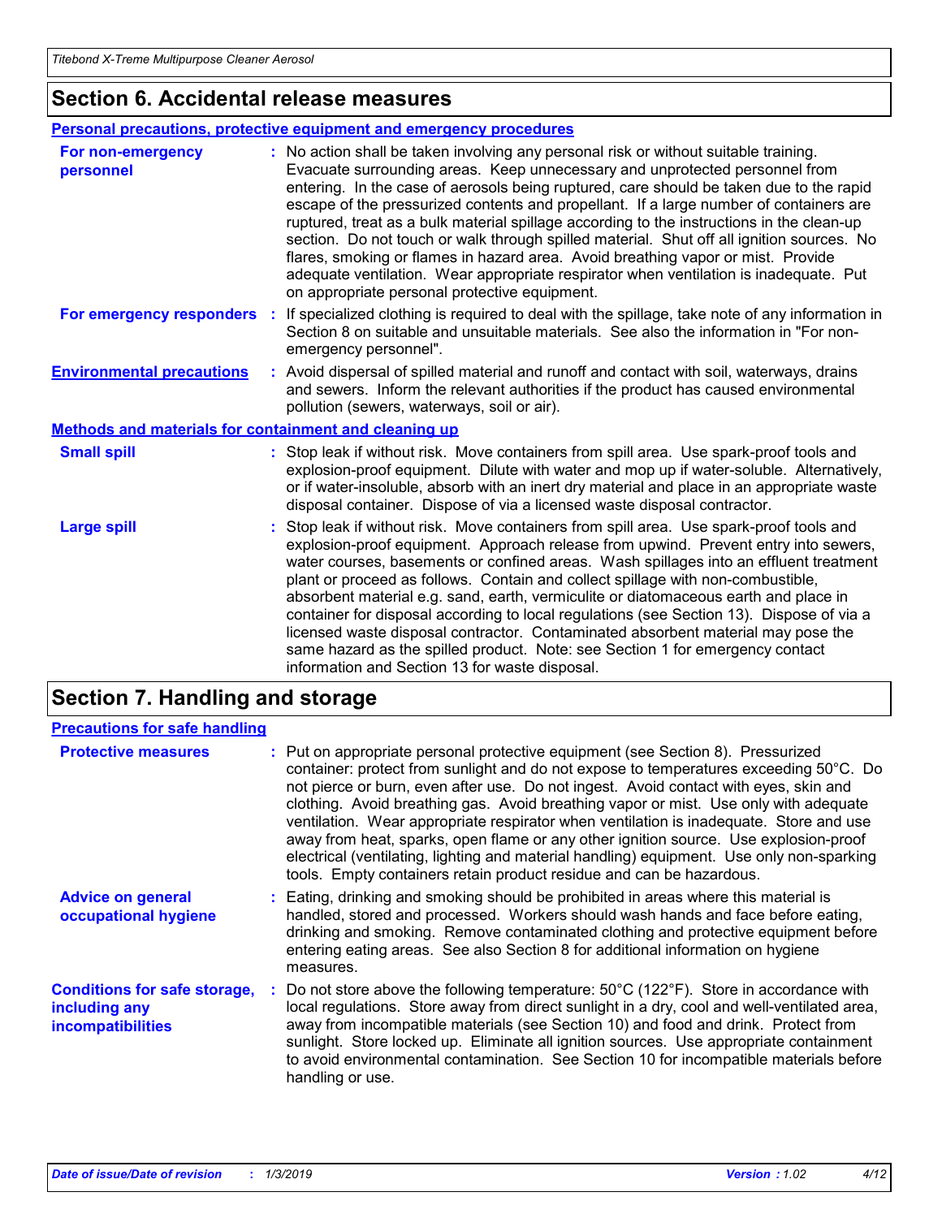## Section 6. Accidental release measures

### Personal precautions, protective equipment and emergency procedures

**For non-emergency personnel** : No action shall be taken involving any personal risk or without suitable training. Evacuate surrounding areas. Keep unnecessary and unprotected personnel from entering. In the case of aerosols being ruptured, care should be taken due to the rapid escape of the pressurized contents and propellant. If a large number of containers are ruptured, treat as a bulk material spillage according to the instructions in the clean-up section. Do not touch or walk through spilled material. Shut off all ignition sources. No flares, smoking or flames in hazard area. Avoid breathing vapor or mist. Provide adequate ventilation. Wear appropriate respirator when ventilation is inadequate. Put on appropriate personal protective equipment.

**For emergency responders** : If specialized clothing is required to deal with the spillage, take note of any information in Section 8 on suitable and unsuitable materials. See also the information in "For non-emergency personnel".

**Environmental precautions** : Avoid dispersal of spilled material and runoff and contact with soil, waterways, drains and sewers. Inform the relevant authorities if the product has caused environmental pollution (sewers, waterways, soil or air).

### Methods and materials for containment and cleaning up

**Small spill** : Stop leak if without risk. Move containers from spill area. Use spark-proof tools and explosion-proof equipment. Dilute with water and mop up if water-soluble. Alternatively, or if water-insoluble, absorb with an inert dry material and place in an appropriate waste disposal container. Dispose of via a licensed waste disposal contractor.

**Large spill** : Stop leak if without risk. Move containers from spill area. Use spark-proof tools and explosion-proof equipment. Approach release from upwind. Prevent entry into sewers, water courses, basements or confined areas. Wash spillages into an effluent treatment plant or proceed as follows. Contain and collect spillage with non-combustible, absorbent material e.g. sand, earth, vermiculite or diatomaceous earth and place in container for disposal according to local regulations (see Section 13). Dispose of via a licensed waste disposal contractor. Contaminated absorbent material may pose the same hazard as the spilled product. Note: see Section 1 for emergency contact information and Section 13 for waste disposal.

## Section 7. Handling and storage

### Precautions for safe handling

**Protective measures** : Put on appropriate personal protective equipment (see Section 8). Pressurized container: protect from sunlight and do not expose to temperatures exceeding 50°C. Do not pierce or burn, even after use. Do not ingest. Avoid contact with eyes, skin and clothing. Avoid breathing gas. Avoid breathing vapor or mist. Use only with adequate ventilation. Wear appropriate respirator when ventilation is inadequate. Store and use away from heat, sparks, open flame or any other ignition source. Use explosion-proof electrical (ventilating, lighting and material handling) equipment. Use only non-sparking tools. Empty containers retain product residue and can be hazardous.

**Advice on general occupational hygiene** : Eating, drinking and smoking should be prohibited in areas where this material is handled, stored and processed. Workers should wash hands and face before eating, drinking and smoking. Remove contaminated clothing and protective equipment before entering eating areas. See also Section 8 for additional information on hygiene measures.

**Conditions for safe storage, including any incompatibilities** : Do not store above the following temperature: 50°C (122°F). Store in accordance with local regulations. Store away from direct sunlight in a dry, cool and well-ventilated area, away from incompatible materials (see Section 10) and food and drink. Protect from sunlight. Store locked up. Eliminate all ignition sources. Use appropriate containment to avoid environmental contamination. See Section 10 for incompatible materials before handling or use.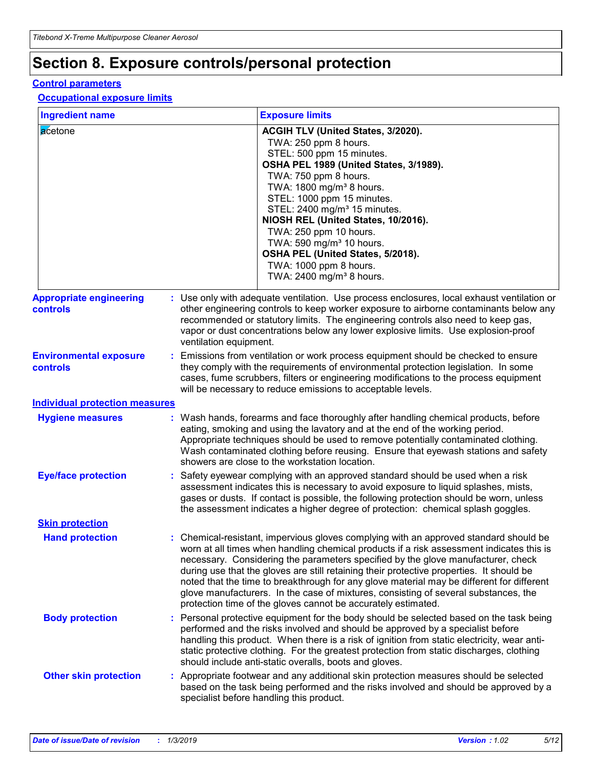# Section 8. Exposure controls/personal protection

## Control parameters

### Occupational exposure limits

| Ingredient name | Exposure limits |
|---|---|
| acetone | **ACGIH TLV (United States, 3/2020).**<br>TWA: 250 ppm 8 hours.<br>STEL: 500 ppm 15 minutes.<br>**OSHA PEL 1989 (United States, 3/1989).**<br>TWA: 750 ppm 8 hours.<br>TWA: 1800 mg/m³ 8 hours.<br>STEL: 1000 ppm 15 minutes.<br>STEL: 2400 mg/m³ 15 minutes.<br>**NIOSH REL (United States, 10/2016).**<br>TWA: 250 ppm 10 hours.<br>TWA: 590 mg/m³ 10 hours.<br>**OSHA PEL (United States, 5/2018).**<br>TWA: 1000 ppm 8 hours.<br>TWA: 2400 mg/m³ 8 hours. |

**Appropriate engineering controls** : Use only with adequate ventilation. Use process enclosures, local exhaust ventilation or other engineering controls to keep worker exposure to airborne contaminants below any recommended or statutory limits. The engineering controls also need to keep gas, vapor or dust concentrations below any lower explosive limits. Use explosion-proof ventilation equipment.

**Environmental exposure controls** : Emissions from ventilation or work process equipment should be checked to ensure they comply with the requirements of environmental protection legislation. In some cases, fume scrubbers, filters or engineering modifications to the process equipment will be necessary to reduce emissions to acceptable levels.

## Individual protection measures

**Hygiene measures** : Wash hands, forearms and face thoroughly after handling chemical products, before eating, smoking and using the lavatory and at the end of the working period. Appropriate techniques should be used to remove potentially contaminated clothing. Wash contaminated clothing before reusing. Ensure that eyewash stations and safety showers are close to the workstation location.

**Eye/face protection** : Safety eyewear complying with an approved standard should be used when a risk assessment indicates this is necessary to avoid exposure to liquid splashes, mists, gases or dusts. If contact is possible, the following protection should be worn, unless the assessment indicates a higher degree of protection: chemical splash goggles.

### Skin protection

**Hand protection** : Chemical-resistant, impervious gloves complying with an approved standard should be worn at all times when handling chemical products if a risk assessment indicates this is necessary. Considering the parameters specified by the glove manufacturer, check during use that the gloves are still retaining their protective properties. It should be noted that the time to breakthrough for any glove material may be different for different glove manufacturers. In the case of mixtures, consisting of several substances, the protection time of the gloves cannot be accurately estimated.

**Body protection** : Personal protective equipment for the body should be selected based on the task being performed and the risks involved and should be approved by a specialist before handling this product. When there is a risk of ignition from static electricity, wear anti-static protective clothing. For the greatest protection from static discharges, clothing should include anti-static overalls, boots and gloves.

**Other skin protection** : Appropriate footwear and any additional skin protection measures should be selected based on the task being performed and the risks involved and should be approved by a specialist before handling this product.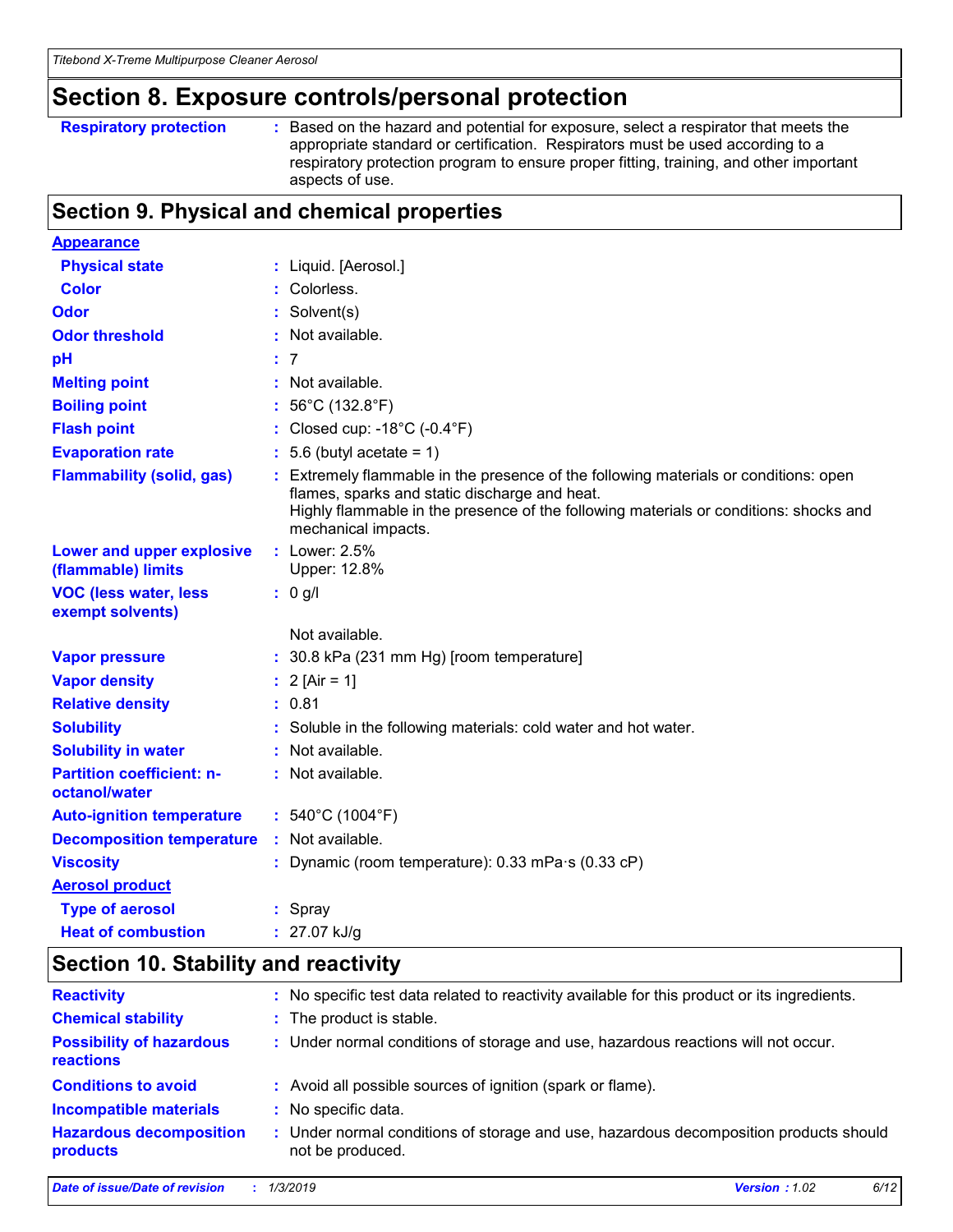## Section 8. Exposure controls/personal protection

| | |
|---|---|
| **Respiratory protection** | : Based on the hazard and potential for exposure, select a respirator that meets the appropriate standard or certification. Respirators must be used according to a respiratory protection program to ensure proper fitting, training, and other important aspects of use. |

## Section 9. Physical and chemical properties

**Appearance**

| | |
|---|---|
| **Physical state** | : Liquid. [Aerosol.] |
| **Color** | : Colorless. |
| **Odor** | : Solvent(s) |
| **Odor threshold** | : Not available. |
| **pH** | : 7 |
| **Melting point** | : Not available. |
| **Boiling point** | : 56°C (132.8°F) |
| **Flash point** | : Closed cup: -18°C (-0.4°F) |
| **Evaporation rate** | : 5.6 (butyl acetate = 1) |
| **Flammability (solid, gas)** | : Extremely flammable in the presence of the following materials or conditions: open flames, sparks and static discharge and heat. Highly flammable in the presence of the following materials or conditions: shocks and mechanical impacts. |
| **Lower and upper explosive (flammable) limits** | : Lower: 2.5% Upper: 12.8% |
| **VOC (less water, less exempt solvents)** | : 0 g/l Not available. |
| **Vapor pressure** | : 30.8 kPa (231 mm Hg) [room temperature] |
| **Vapor density** | : 2 [Air = 1] |
| **Relative density** | : 0.81 |
| **Solubility** | : Soluble in the following materials: cold water and hot water. |
| **Solubility in water** | : Not available. |
| **Partition coefficient: n-octanol/water** | : Not available. |
| **Auto-ignition temperature** | : 540°C (1004°F) |
| **Decomposition temperature** | : Not available. |
| **Viscosity** | : Dynamic (room temperature): 0.33 mPa·s (0.33 cP) |

**Aerosol product**

| | |
|---|---|
| **Type of aerosol** | : Spray |
| **Heat of combustion** | : 27.07 kJ/g |

## Section 10. Stability and reactivity

| | |
|---|---|
| **Reactivity** | : No specific test data related to reactivity available for this product or its ingredients. |
| **Chemical stability** | : The product is stable. |
| **Possibility of hazardous reactions** | : Under normal conditions of storage and use, hazardous reactions will not occur. |
| **Conditions to avoid** | : Avoid all possible sources of ignition (spark or flame). |
| **Incompatible materials** | : No specific data. |
| **Hazardous decomposition products** | : Under normal conditions of storage and use, hazardous decomposition products should not be produced. |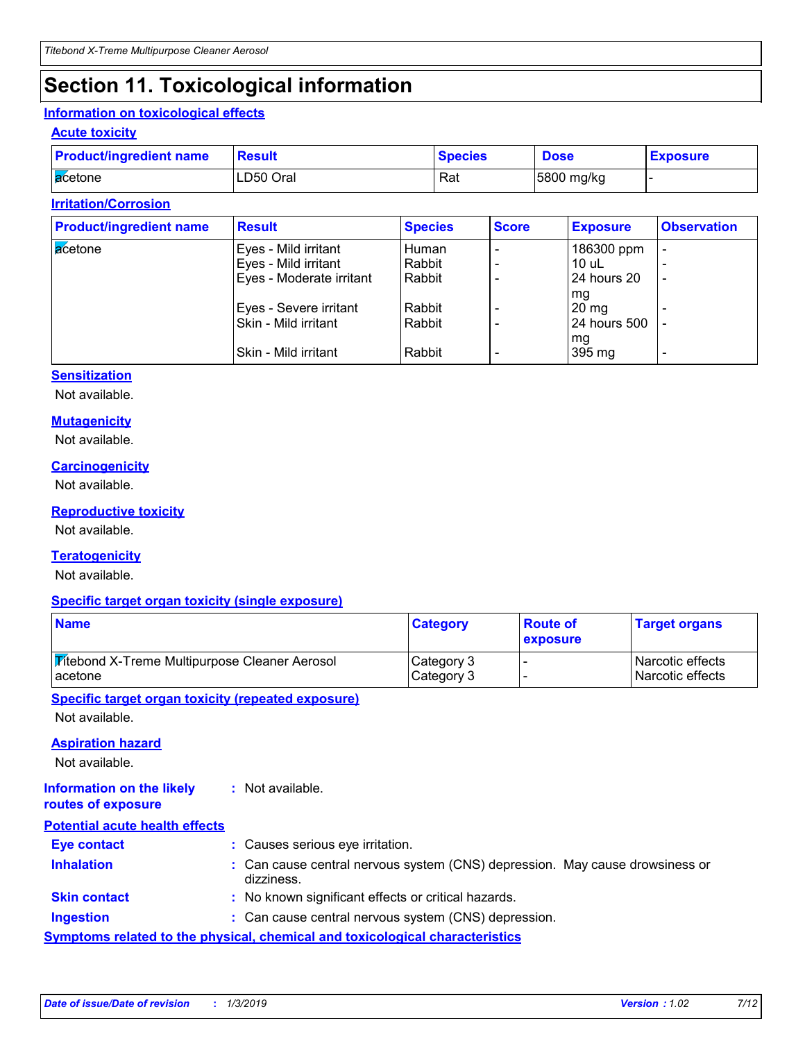# Section 11. Toxicological information

## Information on toxicological effects

### Acute toxicity

| Product/ingredient name | Result | Species | Dose | Exposure |
|---|---|---|---|---|
| acetone | LD50 Oral | Rat | 5800 mg/kg | - |

### Irritation/Corrosion

| Product/ingredient name | Result | Species | Score | Exposure | Observation |
|---|---|---|---|---|---|
| acetone | Eyes - Mild irritant | Human | - | 186300 ppm | - |
| | Eyes - Mild irritant | Rabbit | - | 10 uL | - |
| | Eyes - Moderate irritant | Rabbit | - | 24 hours 20 mg | - |
| | Eyes - Severe irritant | Rabbit | - | 20 mg | - |
| | Skin - Mild irritant | Rabbit | - | 24 hours 500 mg | - |
| | Skin - Mild irritant | Rabbit | - | 395 mg | - |

### Sensitization

Not available.

### Mutagenicity

Not available.

### Carcinogenicity

Not available.

### Reproductive toxicity

Not available.

### Teratogenicity

Not available.

### Specific target organ toxicity (single exposure)

| Name | Category | Route of exposure | Target organs |
|---|---|---|---|
| Titebond X-Treme Multipurpose Cleaner Aerosol | Category 3 | - | Narcotic effects |
| acetone | Category 3 | - | Narcotic effects |

### Specific target organ toxicity (repeated exposure)

Not available.

### Aspiration hazard

Not available.

**Information on the likely routes of exposure** : Not available.

## Potential acute health effects

**Eye contact** : Causes serious eye irritation.

**Inhalation** : Can cause central nervous system (CNS) depression. May cause drowsiness or dizziness.

**Skin contact** : No known significant effects or critical hazards.

**Ingestion** : Can cause central nervous system (CNS) depression.

## Symptoms related to the physical, chemical and toxicological characteristics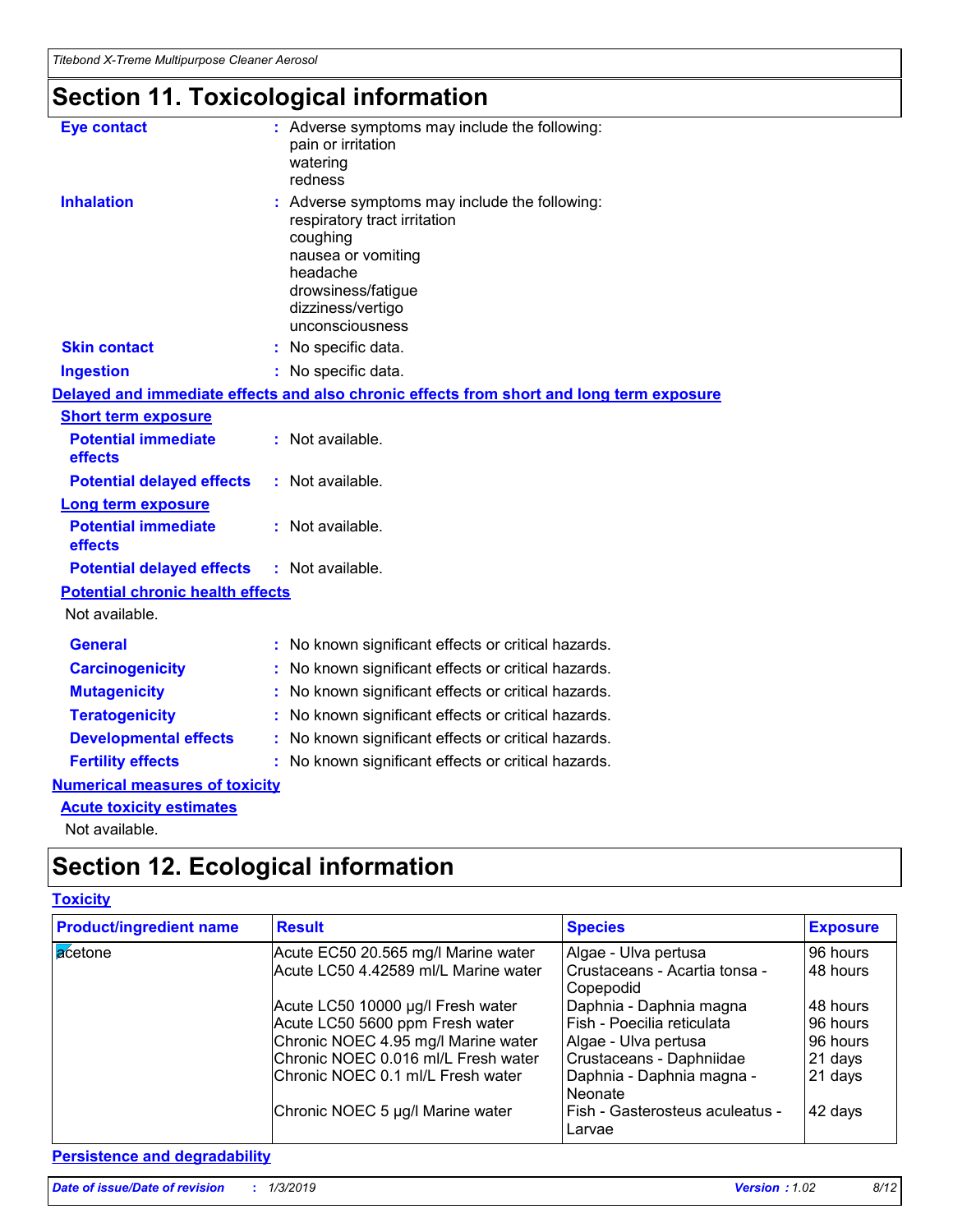# Section 11. Toxicological information

**Eye contact** : Adverse symptoms may include the following:
pain or irritation
watering
redness

**Inhalation** : Adverse symptoms may include the following:
respiratory tract irritation
coughing
nausea or vomiting
headache
drowsiness/fatigue
dizziness/vertigo
unconsciousness

**Skin contact** : No specific data.

**Ingestion** : No specific data.

**Delayed and immediate effects and also chronic effects from short and long term exposure**

**Short term exposure**

**Potential immediate effects** : Not available.

**Potential delayed effects** : Not available.

**Long term exposure**

**Potential immediate effects** : Not available.

**Potential delayed effects** : Not available.

**Potential chronic health effects**

Not available.

**General** : No known significant effects or critical hazards.

**Carcinogenicity** : No known significant effects or critical hazards.

**Mutagenicity** : No known significant effects or critical hazards.

**Teratogenicity** : No known significant effects or critical hazards.

**Developmental effects** : No known significant effects or critical hazards.

**Fertility effects** : No known significant effects or critical hazards.

**Numerical measures of toxicity**

**Acute toxicity estimates**

Not available.

# Section 12. Ecological information

**Toxicity**

| Product/ingredient name | Result | Species | Exposure |
|---|---|---|---|
| acetone | Acute EC50 20.565 mg/l Marine water | Algae - Ulva pertusa | 96 hours |
| | Acute LC50 4.42589 ml/L Marine water | Crustaceans - Acartia tonsa - Copepodid | 48 hours |
| | Acute LC50 10000 µg/l Fresh water | Daphnia - Daphnia magna | 48 hours |
| | Acute LC50 5600 ppm Fresh water | Fish - Poecilia reticulata | 96 hours |
| | Chronic NOEC 4.95 mg/l Marine water | Algae - Ulva pertusa | 96 hours |
| | Chronic NOEC 0.016 ml/L Fresh water | Crustaceans - Daphniidae | 21 days |
| | Chronic NOEC 0.1 ml/L Fresh water | Daphnia - Daphnia magna - Neonate | 21 days |
| | Chronic NOEC 5 µg/l Marine water | Fish - Gasterosteus aculeatus - Larvae | 42 days |

**Persistence and degradability**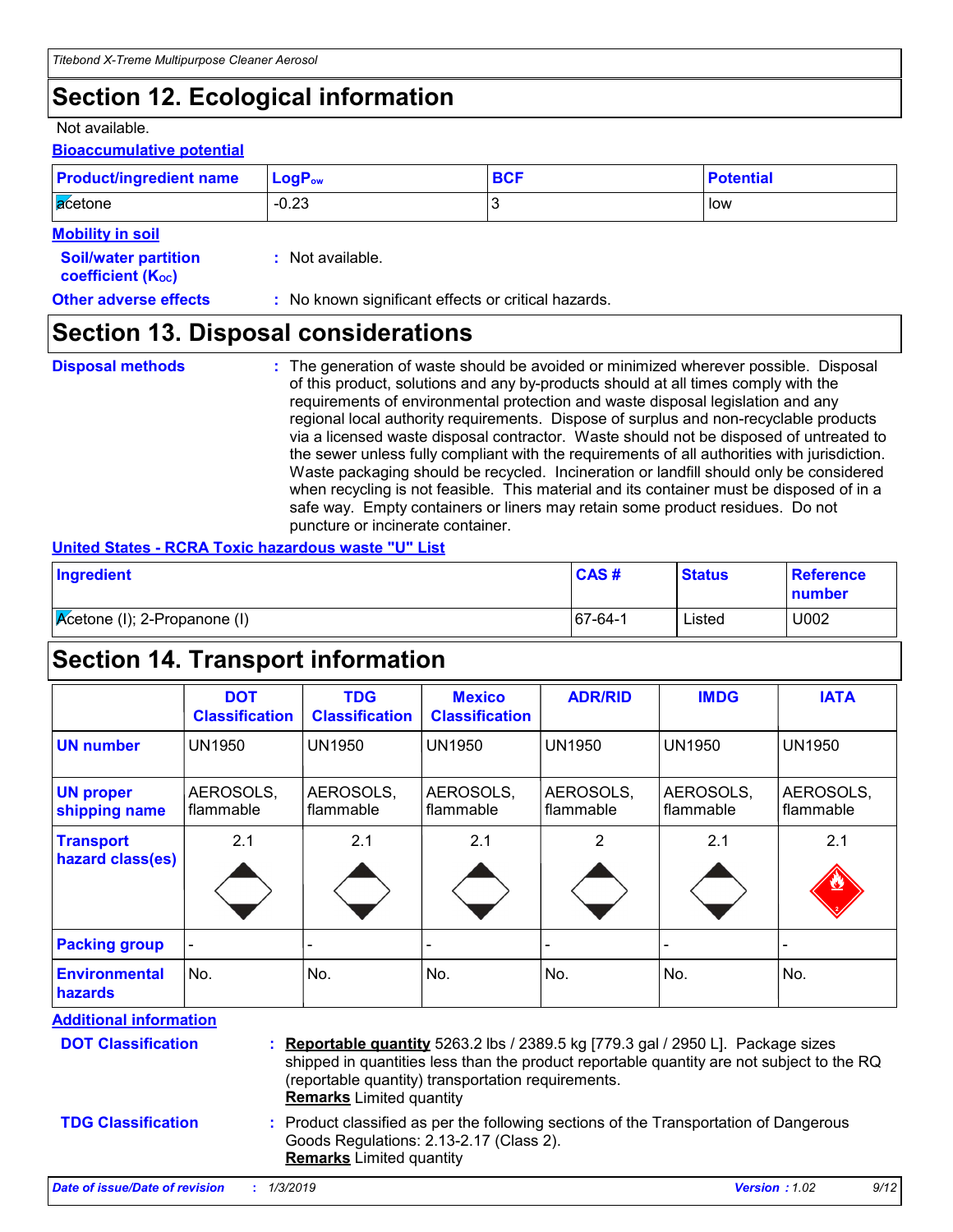## Section 12. Ecological information

Not available.

**Bioaccumulative potential**

| Product/ingredient name | $LogP_{ow}$ | BCF | Potential |
|---|---|---|---|
| acetone | -0.23 | 3 | low |

**Mobility in soil**

**Soil/water partition coefficient ($K_{OC}$)** : Not available.

**Other adverse effects** : No known significant effects or critical hazards.

## Section 13. Disposal considerations

**Disposal methods** : The generation of waste should be avoided or minimized wherever possible. Disposal of this product, solutions and any by-products should at all times comply with the requirements of environmental protection and waste disposal legislation and any regional local authority requirements. Dispose of surplus and non-recyclable products via a licensed waste disposal contractor. Waste should not be disposed of untreated to the sewer unless fully compliant with the requirements of all authorities with jurisdiction. Waste packaging should be recycled. Incineration or landfill should only be considered when recycling is not feasible. This material and its container must be disposed of in a safe way. Empty containers or liners may retain some product residues. Do not puncture or incinerate container.

**United States - RCRA Toxic hazardous waste "U" List**

| Ingredient | CAS # | Status | Reference number |
|---|---|---|---|
| Acetone (I); 2-Propanone (I) | 67-64-1 | Listed | U002 |

## Section 14. Transport information

| | DOT Classification | TDG Classification | Mexico Classification | ADR/RID | IMDG | IATA |
|---|---|---|---|---|---|---|
| **UN number** | UN1950 | UN1950 | UN1950 | UN1950 | UN1950 | UN1950 |
| **UN proper shipping name** | AEROSOLS, flammable | AEROSOLS, flammable | AEROSOLS, flammable | AEROSOLS, flammable | AEROSOLS, flammable | AEROSOLS, flammable |
| **Transport hazard class(es)** | 2.1 | 2.1 | 2.1 | 2 | 2.1 | 2.1 |
| **Packing group** | - | - | - | - | - | - |
| **Environmental hazards** | No. | No. | No. | No. | No. | No. |

**Additional information**

**DOT Classification** : **Reportable quantity** 5263.2 lbs / 2389.5 kg [779.3 gal / 2950 L]. Package sizes shipped in quantities less than the product reportable quantity are not subject to the RQ (reportable quantity) transportation requirements.
**Remarks** Limited quantity

**TDG Classification** : Product classified as per the following sections of the Transportation of Dangerous Goods Regulations: 2.13-2.17 (Class 2).
**Remarks** Limited quantity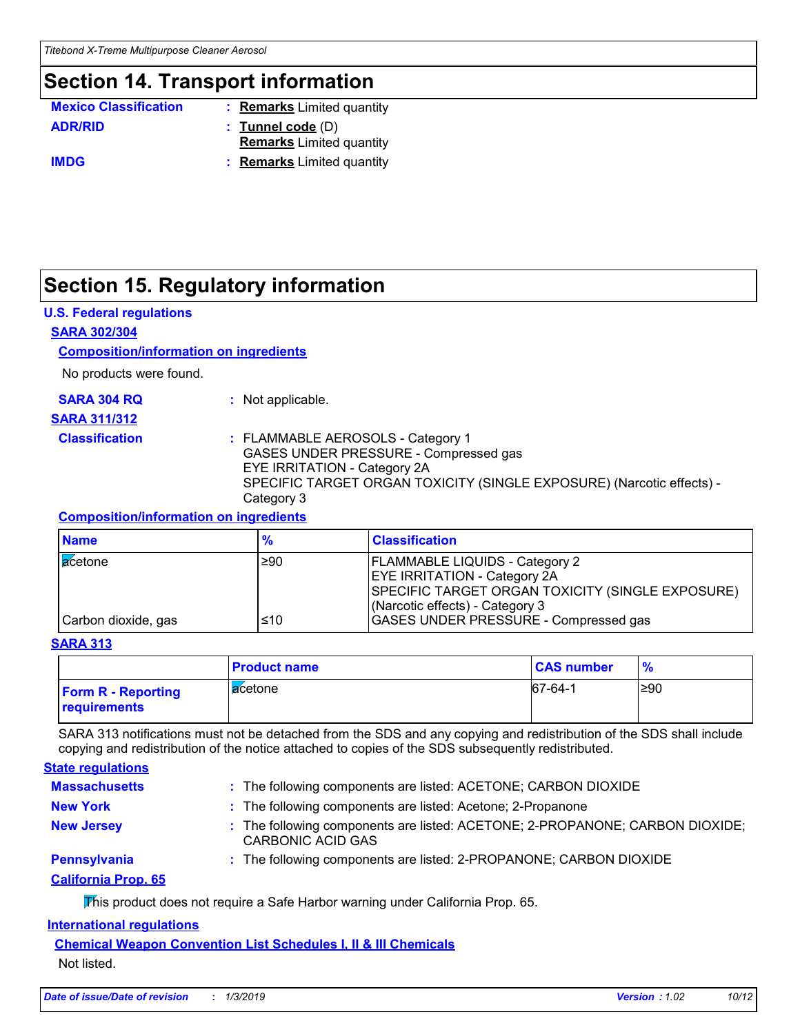## Section 14. Transport information

**Mexico Classification** : **Remarks** Limited quantity

**ADR/RID** : **Tunnel code** (D)
**Remarks** Limited quantity

**IMDG** : **Remarks** Limited quantity

## Section 15. Regulatory information

### U.S. Federal regulations

#### SARA 302/304

**Composition/information on ingredients**

No products were found.

**SARA 304 RQ** : Not applicable.

#### SARA 311/312

**Classification** : FLAMMABLE AEROSOLS - Category 1
GASES UNDER PRESSURE - Compressed gas
EYE IRRITATION - Category 2A
SPECIFIC TARGET ORGAN TOXICITY (SINGLE EXPOSURE) (Narcotic effects) - Category 3

**Composition/information on ingredients**

| Name | % | Classification |
|---|---|---|
| acetone | ≥90 | FLAMMABLE LIQUIDS - Category 2<br>EYE IRRITATION - Category 2A<br>SPECIFIC TARGET ORGAN TOXICITY (SINGLE EXPOSURE) (Narcotic effects) - Category 3 |
| Carbon dioxide, gas | ≤10 | GASES UNDER PRESSURE - Compressed gas |

#### SARA 313

| | Product name | CAS number | % |
|---|---|---|---|
| **Form R - Reporting requirements** | acetone | 67-64-1 | ≥90 |

SARA 313 notifications must not be detached from the SDS and any copying and redistribution of the SDS shall include copying and redistribution of the notice attached to copies of the SDS subsequently redistributed.

### State regulations

**Massachusetts** : The following components are listed: ACETONE; CARBON DIOXIDE

**New York** : The following components are listed: Acetone; 2-Propanone

**New Jersey** : The following components are listed: ACETONE; 2-PROPANONE; CARBON DIOXIDE; CARBONIC ACID GAS

**Pennsylvania** : The following components are listed: 2-PROPANONE; CARBON DIOXIDE

**California Prop. 65**

This product does not require a Safe Harbor warning under California Prop. 65.

### International regulations

**Chemical Weapon Convention List Schedules I, II & III Chemicals**

Not listed.

*Date of issue/Date of revision : 1/3/2019* *Version : 1.02*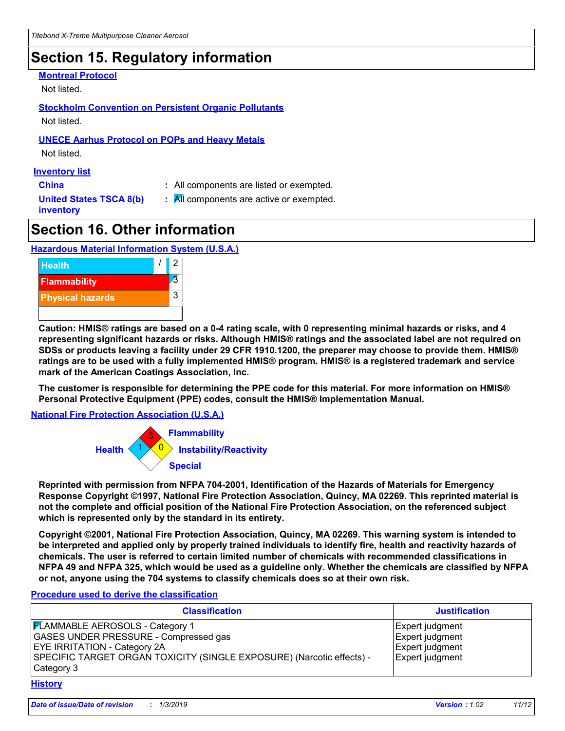## Section 15. Regulatory information

**Montreal Protocol**

Not listed.

**Stockholm Convention on Persistent Organic Pollutants**

Not listed.

**UNECE Aarhus Protocol on POPs and Heavy Metals**

Not listed.

**Inventory list**

**China** : All components are listed or exempted.

**United States TSCA 8(b) inventory** : All components are active or exempted.

## Section 16. Other information

**Hazardous Material Information System (U.S.A.)**

| | | |
|---|---|---|
| Health | / | 2 |
| Flammability | | 3 |
| Physical hazards | | 3 |

**Caution: HMIS® ratings are based on a 0-4 rating scale, with 0 representing minimal hazards or risks, and 4 representing significant hazards or risks. Although HMIS® ratings and the associated label are not required on SDSs or products leaving a facility under 29 CFR 1910.1200, the preparer may choose to provide them. HMIS® ratings are to be used with a fully implemented HMIS® program. HMIS® is a registered trademark and service mark of the American Coatings Association, Inc.**

**The customer is responsible for determining the PPE code for this material. For more information on HMIS® Personal Protective Equipment (PPE) codes, consult the HMIS® Implementation Manual.**

**National Fire Protection Association (U.S.A.)**

Flammability: 3
Health: 1
Instability/Reactivity: 0
Special:

**Reprinted with permission from NFPA 704-2001, Identification of the Hazards of Materials for Emergency Response Copyright ©1997, National Fire Protection Association, Quincy, MA 02269. This reprinted material is not the complete and official position of the National Fire Protection Association, on the referenced subject which is represented only by the standard in its entirety.**

**Copyright ©2001, National Fire Protection Association, Quincy, MA 02269. This warning system is intended to be interpreted and applied only by properly trained individuals to identify fire, health and reactivity hazards of chemicals. The user is referred to certain limited number of chemicals with recommended classifications in NFPA 49 and NFPA 325, which would be used as a guideline only. Whether the chemicals are classified by NFPA or not, anyone using the 704 systems to classify chemicals does so at their own risk.**

**Procedure used to derive the classification**

| Classification | Justification |
|---|---|
| FLAMMABLE AEROSOLS - Category 1 | Expert judgment |
| GASES UNDER PRESSURE - Compressed gas | Expert judgment |
| EYE IRRITATION - Category 2A | Expert judgment |
| SPECIFIC TARGET ORGAN TOXICITY (SINGLE EXPOSURE) (Narcotic effects) - Category 3 | Expert judgment |

**History**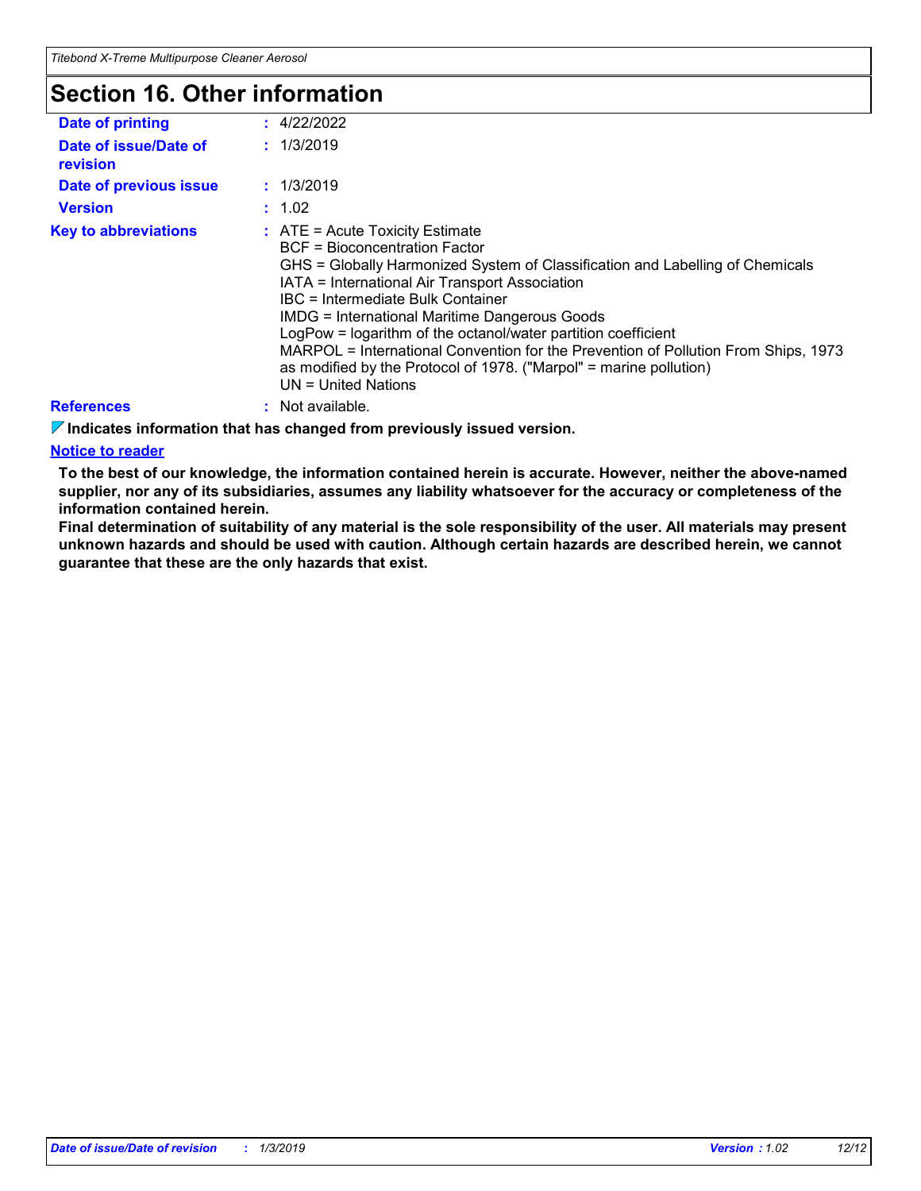# Section 16. Other information

**Date of printing** : 4/22/2022

**Date of issue/Date of revision** : 1/3/2019

**Date of previous issue** : 1/3/2019

**Version** : 1.02

**Key to abbreviations** :
ATE = Acute Toxicity Estimate
BCF = Bioconcentration Factor
GHS = Globally Harmonized System of Classification and Labelling of Chemicals
IATA = International Air Transport Association
IBC = Intermediate Bulk Container
IMDG = International Maritime Dangerous Goods
LogPow = logarithm of the octanol/water partition coefficient
MARPOL = International Convention for the Prevention of Pollution From Ships, 1973 as modified by the Protocol of 1978. ("Marpol" = marine pollution)
UN = United Nations

**References** : Not available.

**Indicates information that has changed from previously issued version.**

**Notice to reader**

**To the best of our knowledge, the information contained herein is accurate. However, neither the above-named supplier, nor any of its subsidiaries, assumes any liability whatsoever for the accuracy or completeness of the information contained herein.**

**Final determination of suitability of any material is the sole responsibility of the user. All materials may present unknown hazards and should be used with caution. Although certain hazards are described herein, we cannot guarantee that these are the only hazards that exist.**